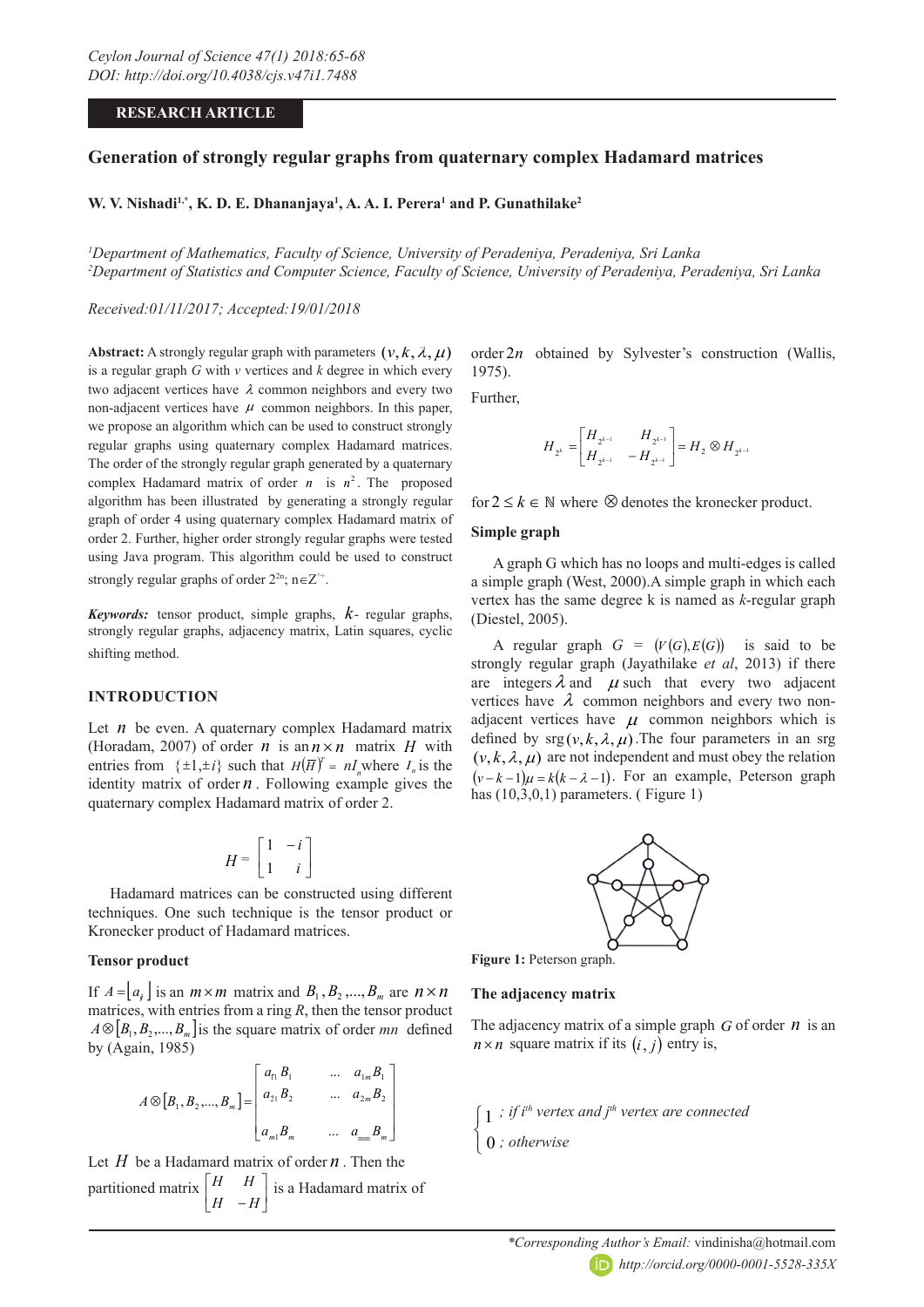*Ceylon Journal of Science 47(1) 2018:65-68*
*DOI: http://doi.org/10.4038/cjs.v47i1.7488*

**RESEARCH ARTICLE**

# Generation of strongly regular graphs from quaternary complex Hadamard matrices

**W. V. Nishadi[1,*], K. D. E. Dhananjaya[1], A. A. I. Perera[1] and P. Gunathilake[2]**

[1]*Department of Mathematics, Faculty of Science, University of Peradeniya, Peradeniya, Sri Lanka*
[2]*Department of Statistics and Computer Science, Faculty of Science, University of Peradeniya, Peradeniya, Sri Lanka*

*Received:01/11/2017; Accepted:19/01/2018*

**Abstract:** A strongly regular graph with parameters $(v, k, \lambda, \mu)$ is a regular graph *G* with *v* vertices and *k* degree in which every two adjacent vertices have $\lambda$ common neighbors and every two non-adjacent vertices have $\mu$ common neighbors. In this paper, we propose an algorithm which can be used to construct strongly regular graphs using quaternary complex Hadamard matrices. The order of the strongly regular graph generated by a quaternary complex Hadamard matrix of order $n$ is $n^2$. The proposed algorithm has been illustrated by generating a strongly regular graph of order 4 using quaternary complex Hadamard matrix of order 2. Further, higher order strongly regular graphs were tested using Java program. This algorithm could be used to construct strongly regular graphs of order $2^{2n}$; $n \in Z^+$.

***Keywords:*** tensor product, simple graphs, $k$- regular graphs, strongly regular graphs, adjacency matrix, Latin squares, cyclic shifting method.

## INTRODUCTION

Let $n$ be even. A quaternary complex Hadamard matrix (Horadam, 2007) of order $n$ is an $n \times n$ matrix $H$ with entries from $\{\pm 1, \pm i\}$ such that $H(\overline{H})^T = nI_n$ where $I_n$ is the identity matrix of order $n$. Following example gives the quaternary complex Hadamard matrix of order 2.

$$H = \begin{bmatrix} 1 & -i \\ 1 & i \end{bmatrix}$$

Hadamard matrices can be constructed using different techniques. One such technique is the tensor product or Kronecker product of Hadamard matrices.

### Tensor product

If $A = \lfloor a_{ij} \rfloor$ is an $m \times m$ matrix and $B_1, B_2, ..., B_m$ are $n \times n$ matrices, with entries from a ring *R*, then the tensor product $A \otimes [B_1, B_2, ..., B_m]$ is the square matrix of order *mn* defined by (Again, 1985)

$$A \otimes [B_1, B_2, ..., B_m] = \begin{bmatrix} a_{11} B_1 & ... & a_{1m} B_1 \\ a_{21} B_2 & ... & a_{2m} B_2 \\ & & \\ a_{m1} B_m & ... & a_{mm} B_m \end{bmatrix}$$

Let $H$ be a Hadamard matrix of order $n$. Then the partitioned matrix $\begin{bmatrix} H & H \\ H & -H \end{bmatrix}$ is a Hadamard matrix of order $2n$ obtained by Sylvester's construction (Wallis, 1975).

Further,

$$H_{2^k} = \begin{bmatrix} H_{2^{k-1}} & H_{2^{k-1}} \\ H_{2^{k-1}} & -H_{2^{k-1}} \end{bmatrix} = H_2 \otimes H_{2^{k-1}}$$

for $2 \le k \in \mathbb{N}$ where $\otimes$ denotes the kronecker product.

### Simple graph

A graph G which has no loops and multi-edges is called a simple graph (West, 2000).A simple graph in which each vertex has the same degree k is named as *k*-regular graph (Diestel, 2005).

A regular graph $G = (V(G), E(G))$ is said to be strongly regular graph (Jayathilake *et al*, 2013) if there are integers $\lambda$ and $\mu$ such that every two adjacent vertices have $\lambda$ common neighbors and every two non-adjacent vertices have $\mu$ common neighbors which is defined by $\mathrm{srg}(v, k, \lambda, \mu)$.The four parameters in an srg $(v, k, \lambda, \mu)$ are not independent and must obey the relation $(v-k-1)\mu = k(k-\lambda-1)$. For an example, Peterson graph has (10,3,0,1) parameters. ( Figure 1)

**Figure 1:** Peterson graph.

### The adjacency matrix

The adjacency matrix of a simple graph $G$ of order $n$ is an $n \times n$ square matrix if its $(i, j)$ entry is,

$$\begin{cases} 1 & \text{; if } i^{th} \text{ vertex and } j^{th} \text{ vertex are connected} \\ 0 & \text{; otherwise} \end{cases}$$

*\*Corresponding Author's Email:* vindinisha@hotmail.com
*http://orcid.org/0000-0001-5528-335X*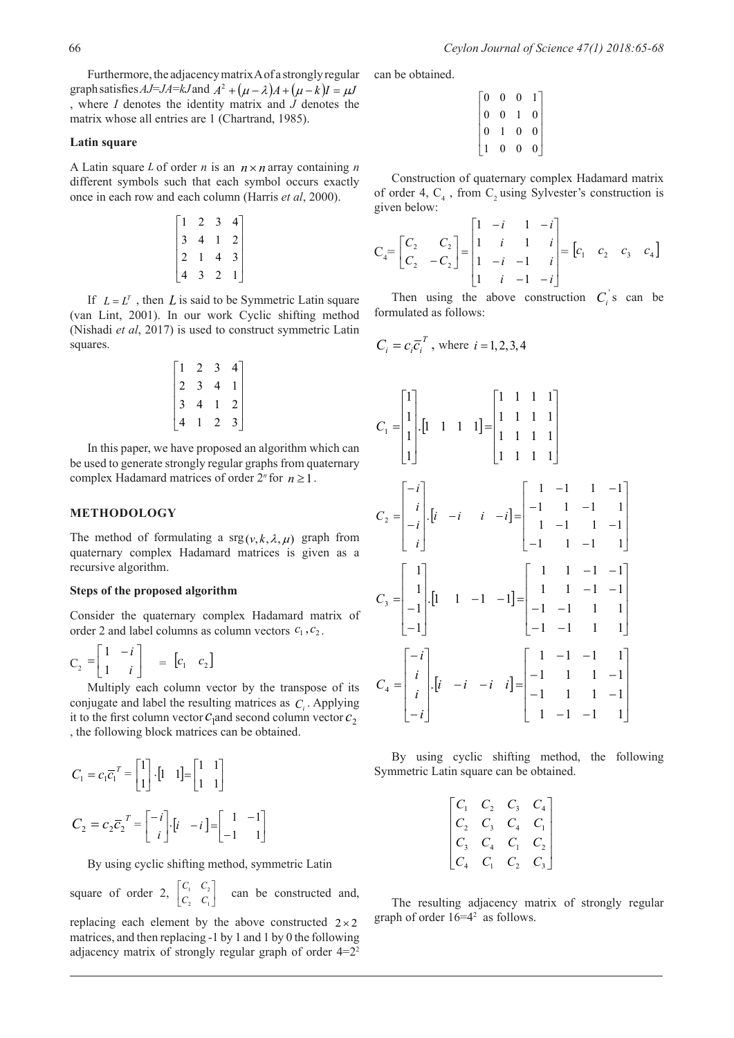Furthermore, the adjacency matrix A of a strongly regular graph satisfies $AJ=JA=kJ$ and $A^2+(\mu-\lambda)A+(\mu-k)I=\mu J$, where $I$ denotes the identity matrix and $J$ denotes the matrix whose all entries are 1 (Chartrand, 1985).

### Latin square

A Latin square $L$ of order $n$ is an $n \times n$ array containing $n$ different symbols such that each symbol occurs exactly once in each row and each column (Harris *et al*, 2000).

$$\begin{bmatrix} 1 & 2 & 3 & 4 \\ 3 & 4 & 1 & 2 \\ 2 & 1 & 4 & 3 \\ 4 & 3 & 2 & 1 \end{bmatrix}$$

If $L=L^T$, then $L$ is said to be Symmetric Latin square (van Lint, 2001). In our work Cyclic shifting method (Nishadi *et al*, 2017) is used to construct symmetric Latin squares.

$$\begin{bmatrix} 1 & 2 & 3 & 4 \\ 2 & 3 & 4 & 1 \\ 3 & 4 & 1 & 2 \\ 4 & 1 & 2 & 3 \end{bmatrix}$$

In this paper, we have proposed an algorithm which can be used to generate strongly regular graphs from quaternary complex Hadamard matrices of order $2^n$ for $n \geq 1$.

## METHODOLOGY

The method of formulating a $\text{srg}(v,k,\lambda,\mu)$ graph from quaternary complex Hadamard matrices is given as a recursive algorithm.

### Steps of the proposed algorithm

Consider the quaternary complex Hadamard matrix of order 2 and label columns as column vectors $c_1, c_2$.

$$C_2 = \begin{bmatrix} 1 & -i \\ 1 & i \end{bmatrix} = \begin{bmatrix} c_1 & c_2 \end{bmatrix}$$

Multiply each column vector by the transpose of its conjugate and label the resulting matrices as $C_i$. Applying it to the first column vector $c_1$ and second column vector $c_2$, the following block matrices can be obtained.

$$C_1 = c_1\overline{c}_1^{\,T} = \begin{bmatrix} 1 \\ 1 \end{bmatrix} \cdot \begin{bmatrix} 1 & 1 \end{bmatrix} = \begin{bmatrix} 1 & 1 \\ 1 & 1 \end{bmatrix}$$

$$C_2 = c_2\overline{c}_2^{\,T} = \begin{bmatrix} -i \\ i \end{bmatrix} \cdot \begin{bmatrix} i & -i \end{bmatrix} = \begin{bmatrix} 1 & -1 \\ -1 & 1 \end{bmatrix}$$

By using cyclic shifting method, symmetric Latin square of order 2, $\begin{bmatrix} C_1 & C_2 \\ C_2 & C_1 \end{bmatrix}$ can be constructed and, replacing each element by the above constructed $2 \times 2$ matrices, and then replacing -1 by 1 and 1 by 0 the following adjacency matrix of strongly regular graph of order $4=2^2$ can be obtained.

$$\begin{bmatrix} 0 & 0 & 0 & 1 \\ 0 & 0 & 1 & 0 \\ 0 & 1 & 0 & 0 \\ 1 & 0 & 0 & 0 \end{bmatrix}$$

Construction of quaternary complex Hadamard matrix of order 4, $C_4$, from $C_2$ using Sylvester's construction is given below:

$$C_4 = \begin{bmatrix} C_2 & C_2 \\ C_2 & -C_2 \end{bmatrix} = \begin{bmatrix} 1 & -i & 1 & -i \\ 1 & i & 1 & i \\ 1 & -i & -1 & i \\ 1 & i & -1 & -i \end{bmatrix} = \begin{bmatrix} c_1 & c_2 & c_3 & c_4 \end{bmatrix}$$

Then using the above construction $C_i^{'}$s can be formulated as follows:

$C_i = c_i\overline{c}_i^{\,T}$, where $i = 1,2,3,4$

$$C_1 = \begin{bmatrix} 1 \\ 1 \\ 1 \\ 1 \end{bmatrix} \cdot \begin{bmatrix} 1 & 1 & 1 & 1 \end{bmatrix} = \begin{bmatrix} 1 & 1 & 1 & 1 \\ 1 & 1 & 1 & 1 \\ 1 & 1 & 1 & 1 \\ 1 & 1 & 1 & 1 \end{bmatrix}$$

$$C_2 = \begin{bmatrix} -i \\ i \\ -i \\ i \end{bmatrix} \cdot \begin{bmatrix} i & -i & i & -i \end{bmatrix} = \begin{bmatrix} 1 & -1 & 1 & -1 \\ -1 & 1 & -1 & 1 \\ 1 & -1 & 1 & -1 \\ -1 & 1 & -1 & 1 \end{bmatrix}$$

$$C_3 = \begin{bmatrix} 1 \\ 1 \\ -1 \\ -1 \end{bmatrix} \cdot \begin{bmatrix} 1 & 1 & -1 & -1 \end{bmatrix} = \begin{bmatrix} 1 & 1 & -1 & -1 \\ 1 & 1 & -1 & -1 \\ -1 & -1 & 1 & 1 \\ -1 & -1 & 1 & 1 \end{bmatrix}$$

$$C_4 = \begin{bmatrix} -i \\ i \\ i \\ -i \end{bmatrix} \cdot \begin{bmatrix} i & -i & -i & i \end{bmatrix} = \begin{bmatrix} 1 & -1 & -1 & 1 \\ -1 & 1 & 1 & -1 \\ -1 & 1 & 1 & -1 \\ 1 & -1 & -1 & 1 \end{bmatrix}$$

By using cyclic shifting method, the following Symmetric Latin square can be obtained.

$$\begin{bmatrix} C_1 & C_2 & C_3 & C_4 \\ C_2 & C_3 & C_4 & C_1 \\ C_3 & C_4 & C_1 & C_2 \\ C_4 & C_1 & C_2 & C_3 \end{bmatrix}$$

The resulting adjacency matrix of strongly regular graph of order $16=4^2$ as follows.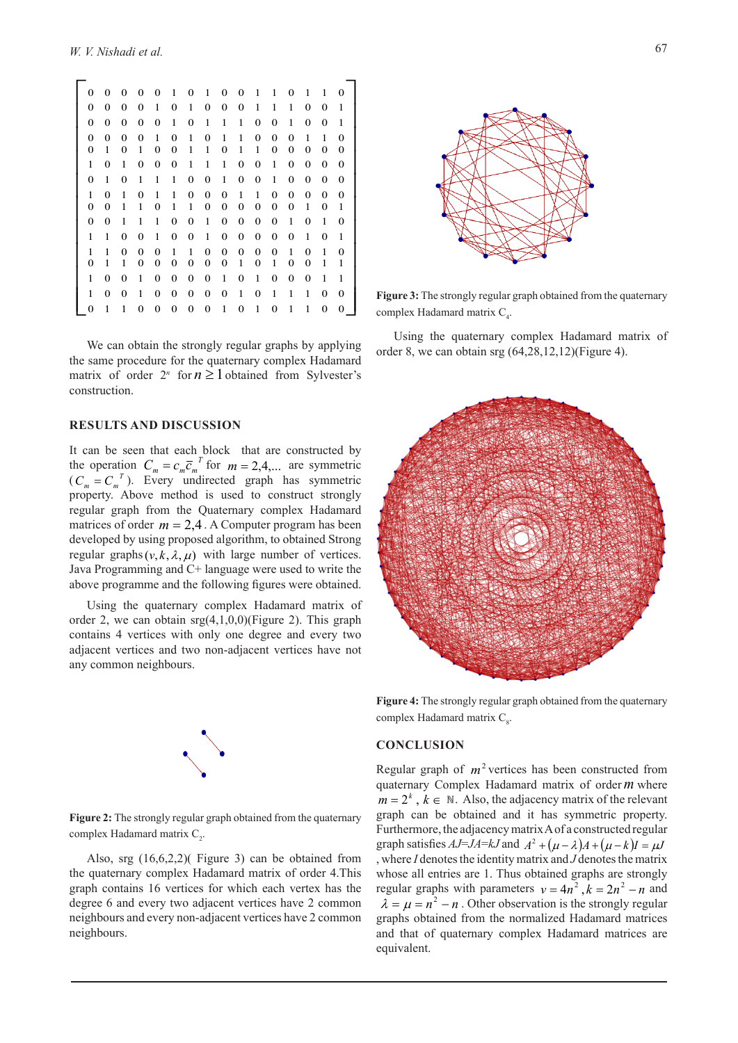$$
\begin{bmatrix}
0 & 0 & 0 & 0 & 0 & 1 & 0 & 1 & 0 & 0 & 1 & 1 & 0 & 1 & 1 & 0 \\
0 & 0 & 0 & 0 & 1 & 0 & 1 & 0 & 0 & 0 & 1 & 1 & 1 & 0 & 0 & 1 \\
0 & 0 & 0 & 0 & 0 & 1 & 0 & 1 & 1 & 1 & 0 & 0 & 1 & 0 & 0 & 1 \\
0 & 0 & 0 & 0 & 1 & 0 & 1 & 0 & 1 & 1 & 0 & 0 & 0 & 1 & 1 & 0 \\
0 & 1 & 0 & 1 & 0 & 0 & 1 & 1 & 0 & 1 & 1 & 0 & 0 & 0 & 0 & 0 \\
1 & 0 & 1 & 0 & 0 & 0 & 1 & 1 & 1 & 0 & 0 & 1 & 0 & 0 & 0 & 0 \\
0 & 1 & 0 & 1 & 1 & 1 & 0 & 0 & 1 & 0 & 0 & 1 & 0 & 0 & 0 & 0 \\
1 & 0 & 1 & 0 & 1 & 1 & 0 & 0 & 0 & 1 & 1 & 0 & 0 & 0 & 0 & 0 \\
0 & 0 & 1 & 1 & 0 & 1 & 1 & 0 & 0 & 0 & 0 & 0 & 0 & 1 & 0 & 1 \\
0 & 0 & 1 & 1 & 1 & 0 & 0 & 1 & 0 & 0 & 0 & 0 & 1 & 0 & 1 & 0 \\
1 & 1 & 0 & 0 & 1 & 0 & 0 & 1 & 0 & 0 & 0 & 0 & 0 & 1 & 0 & 1 \\
1 & 1 & 0 & 0 & 0 & 1 & 1 & 0 & 0 & 0 & 0 & 0 & 1 & 0 & 1 & 0 \\
0 & 1 & 1 & 0 & 0 & 0 & 0 & 0 & 0 & 1 & 0 & 1 & 0 & 0 & 1 & 1 \\
1 & 0 & 0 & 1 & 0 & 0 & 0 & 0 & 1 & 0 & 1 & 0 & 0 & 0 & 1 & 1 \\
1 & 0 & 0 & 1 & 0 & 0 & 0 & 0 & 0 & 1 & 0 & 1 & 1 & 1 & 0 & 0 \\
0 & 1 & 1 & 0 & 0 & 0 & 0 & 0 & 1 & 0 & 1 & 0 & 1 & 1 & 0 & 0
\end{bmatrix}
$$

We can obtain the strongly regular graphs by applying the same procedure for the quaternary complex Hadamard matrix of order $2^n$ for $n \geq 1$ obtained from Sylvester's construction.

## RESULTS AND DISCUSSION

It can be seen that each block that are constructed by the operation $C_m = c_m \overline{c}_m^{\,T}$ for $m = 2,4,...$ are symmetric ($C_m = C_m^{\,T}$). Every undirected graph has symmetric property. Above method is used to construct strongly regular graph from the Quaternary complex Hadamard matrices of order $m = 2,4$. A Computer program has been developed by using proposed algorithm, to obtained Strong regular graphs $(v, k, \lambda, \mu)$ with large number of vertices. Java Programming and C+ language were used to write the above programme and the following figures were obtained.

Using the quaternary complex Hadamard matrix of order 2, we can obtain srg(4,1,0,0)(Figure 2). This graph contains 4 vertices with only one degree and every two adjacent vertices and two non-adjacent vertices have not any common neighbours.

**Figure 2:** The strongly regular graph obtained from the quaternary complex Hadamard matrix $C_2$.

Also, srg (16,6,2,2)( Figure 3) can be obtained from the quaternary complex Hadamard matrix of order 4.This graph contains 16 vertices for which each vertex has the degree 6 and every two adjacent vertices have 2 common neighbours and every non-adjacent vertices have 2 common neighbours.

**Figure 3:** The strongly regular graph obtained from the quaternary complex Hadamard matrix $C_4$.

Using the quaternary complex Hadamard matrix of order 8, we can obtain srg (64,28,12,12)(Figure 4).

**Figure 4:** The strongly regular graph obtained from the quaternary complex Hadamard matrix $C_8$.

## CONCLUSION

Regular graph of $m^2$ vertices has been constructed from quaternary Complex Hadamard matrix of order $m$ where $m = 2^k$, $k \in \mathbb{N}$. Also, the adjacency matrix of the relevant graph can be obtained and it has symmetric property. Furthermore, the adjacency matrix A of a constructed regular graph satisfies $AJ=JA=kJ$ and $A^2 + (\mu - \lambda)A + (\mu - k)I = \mu J$, where $I$ denotes the identity matrix and $J$ denotes the matrix whose all entries are 1. Thus obtained graphs are strongly regular graphs with parameters $v = 4n^2$, $k = 2n^2 - n$ and $\lambda = \mu = n^2 - n$. Other observation is the strongly regular graphs obtained from the normalized Hadamard matrices and that of quaternary complex Hadamard matrices are equivalent.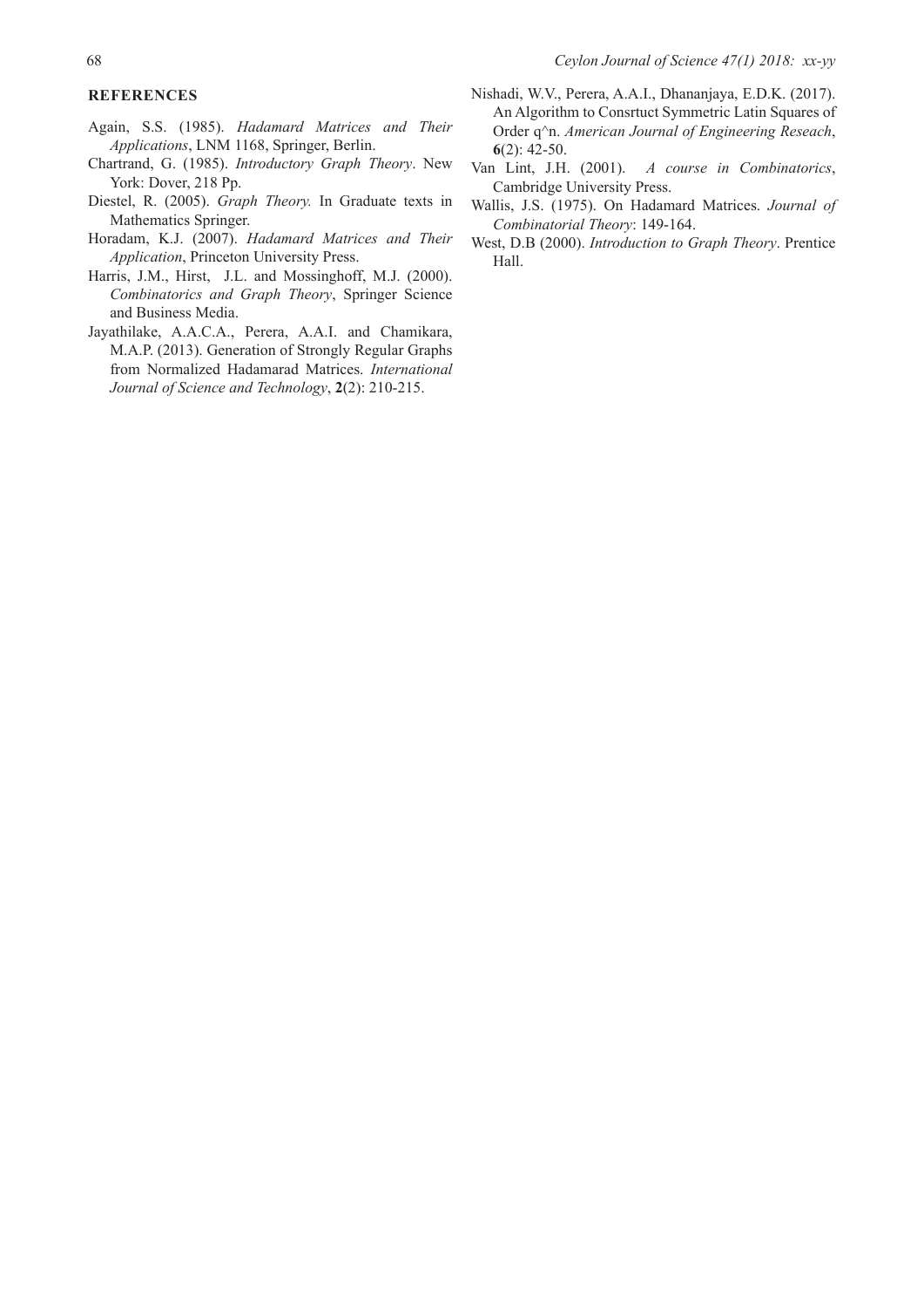## REFERENCES

Again, S.S. (1985). *Hadamard Matrices and Their Applications*, LNM 1168, Springer, Berlin.

Chartrand, G. (1985). *Introductory Graph Theory*. New York: Dover, 218 Pp.

Diestel, R. (2005). *Graph Theory.* In Graduate texts in Mathematics Springer.

Horadam, K.J. (2007). *Hadamard Matrices and Their Application*, Princeton University Press.

Harris, J.M., Hirst, J.L. and Mossinghoff, M.J. (2000). *Combinatorics and Graph Theory*, Springer Science and Business Media.

Jayathilake, A.A.C.A., Perera, A.A.I. and Chamikara, M.A.P. (2013). Generation of Strongly Regular Graphs from Normalized Hadamarad Matrices. *International Journal of Science and Technology*, **2**(2): 210-215.

Nishadi, W.V., Perera, A.A.I., Dhananjaya, E.D.K. (2017). An Algorithm to Consrtuct Symmetric Latin Squares of Order q^n. *American Journal of Engineering Reseach*, **6**(2): 42-50.

Van Lint, J.H. (2001). *A course in Combinatorics*, Cambridge University Press.

Wallis, J.S. (1975). On Hadamard Matrices. *Journal of Combinatorial Theory*: 149-164.

West, D.B (2000). *Introduction to Graph Theory*. Prentice Hall.